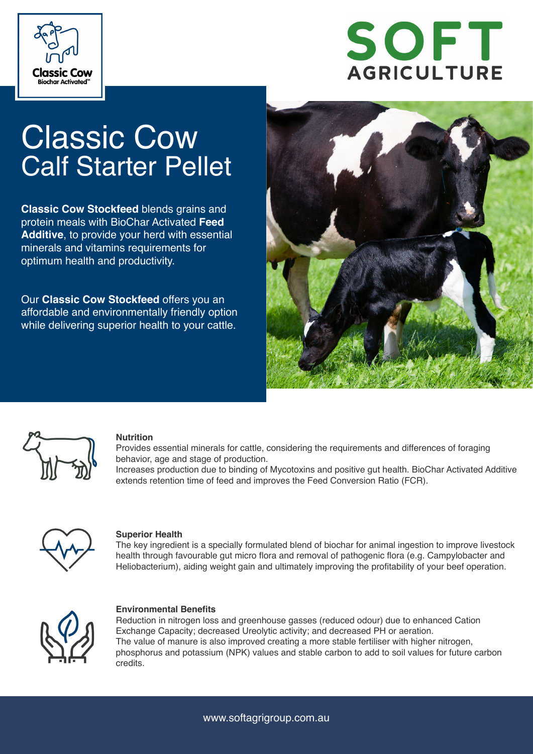Classic Cow
Biochar Activated™

**SOFT**
**AGRICULTURE**

# Classic Cow Calf Starter Pellet

**Classic Cow Stockfeed** blends grains and protein meals with BioChar Activated **Feed Additive**, to provide your herd with essential minerals and vitamins requirements for optimum health and productivity.

Our **Classic Cow Stockfeed** offers you an affordable and environmentally friendly option while delivering superior health to your cattle.

### Nutrition

Provides essential minerals for cattle, considering the requirements and differences of foraging behavior, age and stage of production.

Increases production due to binding of Mycotoxins and positive gut health. BioChar Activated Additive extends retention time of feed and improves the Feed Conversion Ratio (FCR).

### Superior Health

The key ingredient is a specially formulated blend of biochar for animal ingestion to improve livestock health through favourable gut micro flora and removal of pathogenic flora (e.g. Campylobacter and Heliobacterium), aiding weight gain and ultimately improving the profitability of your beef operation.

### Environmental Benefits

Reduction in nitrogen loss and greenhouse gasses (reduced odour) due to enhanced Cation Exchange Capacity; decreased Ureolytic activity; and decreased PH or aeration.

The value of manure is also improved creating a more stable fertiliser with higher nitrogen, phosphorus and potassium (NPK) values and stable carbon to add to soil values for future carbon credits.

www.softagrigroup.com.au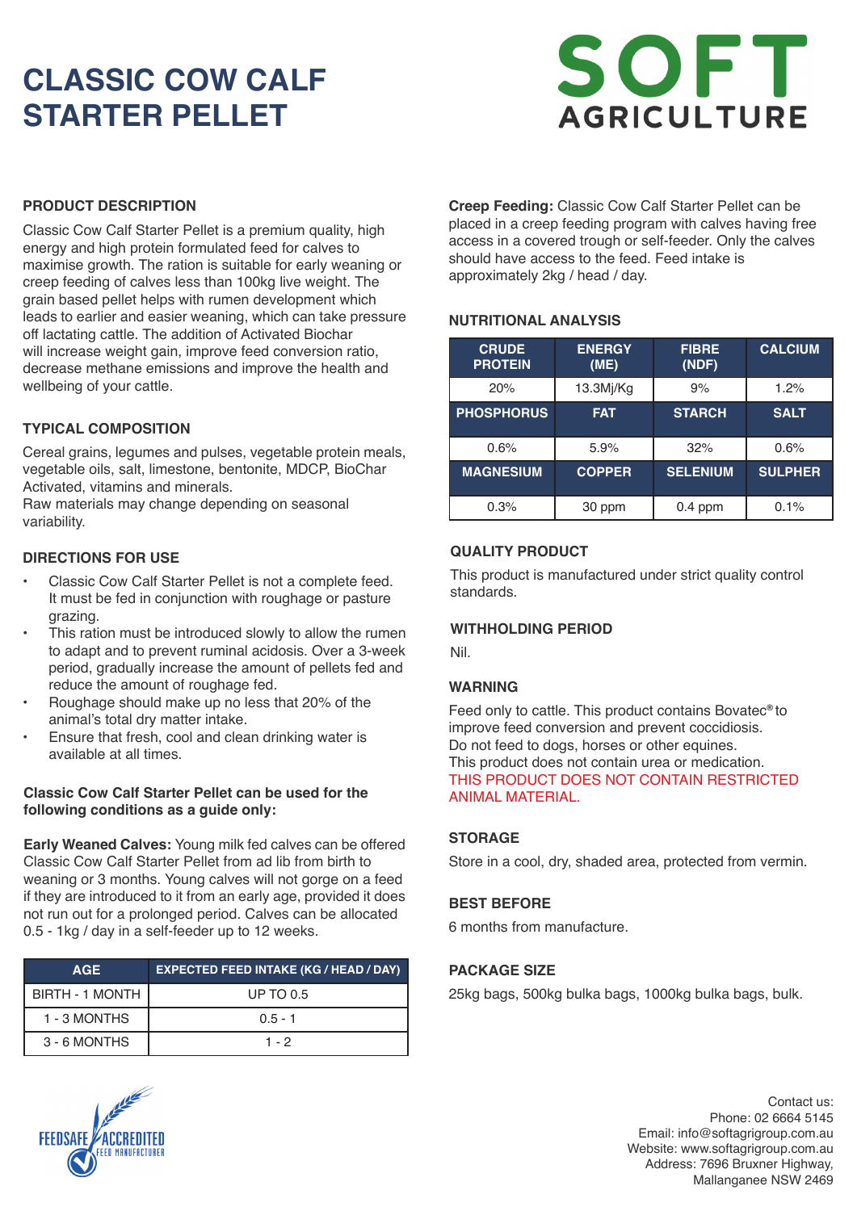# CLASSIC COW CALF STARTER PELLET

SOFT AGRICULTURE

## PRODUCT DESCRIPTION

Classic Cow Calf Starter Pellet is a premium quality, high energy and high protein formulated feed for calves to maximise growth. The ration is suitable for early weaning or creep feeding of calves less than 100kg live weight. The grain based pellet helps with rumen development which leads to earlier and easier weaning, which can take pressure off lactating cattle. The addition of Activated Biochar will increase weight gain, improve feed conversion ratio, decrease methane emissions and improve the health and wellbeing of your cattle.

## TYPICAL COMPOSITION

Cereal grains, legumes and pulses, vegetable protein meals, vegetable oils, salt, limestone, bentonite, MDCP, BioChar Activated, vitamins and minerals.
Raw materials may change depending on seasonal variability.

## DIRECTIONS FOR USE

- Classic Cow Calf Starter Pellet is not a complete feed. It must be fed in conjunction with roughage or pasture grazing.
- This ration must be introduced slowly to allow the rumen to adapt and to prevent ruminal acidosis. Over a 3-week period, gradually increase the amount of pellets fed and reduce the amount of roughage fed.
- Roughage should make up no less that 20% of the animal's total dry matter intake.
- Ensure that fresh, cool and clean drinking water is available at all times.

**Classic Cow Calf Starter Pellet can be used for the following conditions as a guide only:**

**Early Weaned Calves:** Young milk fed calves can be offered Classic Cow Calf Starter Pellet from ad lib from birth to weaning or 3 months. Young calves will not gorge on a feed if they are introduced to it from an early age, provided it does not run out for a prolonged period. Calves can be allocated 0.5 - 1kg / day in a self-feeder up to 12 weeks.

| AGE | EXPECTED FEED INTAKE (KG / HEAD / DAY) |
|---|---|
| BIRTH - 1 MONTH | UP TO 0.5 |
| 1 - 3 MONTHS | 0.5 - 1 |
| 3 - 6 MONTHS | 1 - 2 |

**Creep Feeding:** Classic Cow Calf Starter Pellet can be placed in a creep feeding program with calves having free access in a covered trough or self-feeder. Only the calves should have access to the feed. Feed intake is approximately 2kg / head / day.

## NUTRITIONAL ANALYSIS

| CRUDE PROTEIN | ENERGY (ME) | FIBRE (NDF) | CALCIUM |
|---|---|---|---|
| 20% | 13.3Mj/Kg | 9% | 1.2% |
| **PHOSPHORUS** | **FAT** | **STARCH** | **SALT** |
| 0.6% | 5.9% | 32% | 0.6% |
| **MAGNESIUM** | **COPPER** | **SELENIUM** | **SULPHER** |
| 0.3% | 30 ppm | 0.4 ppm | 0.1% |

## QUALITY PRODUCT

This product is manufactured under strict quality control standards.

## WITHHOLDING PERIOD

Nil.

## WARNING

Feed only to cattle. This product contains Bovatec® to improve feed conversion and prevent coccidiosis.
Do not feed to dogs, horses or other equines.
This product does not contain urea or medication.
THIS PRODUCT DOES NOT CONTAIN RESTRICTED ANIMAL MATERIAL.

## STORAGE

Store in a cool, dry, shaded area, protected from vermin.

## BEST BEFORE

6 months from manufacture.

## PACKAGE SIZE

25kg bags, 500kg bulka bags, 1000kg bulka bags, bulk.

FEEDSAFE ACCREDITED FEED MANUFACTURER

Contact us:
Phone: 02 6664 5145
Email: info@softagrigroup.com.au
Website: www.softagrigroup.com.au
Address: 7696 Bruxner Highway, Mallanganee NSW 2469